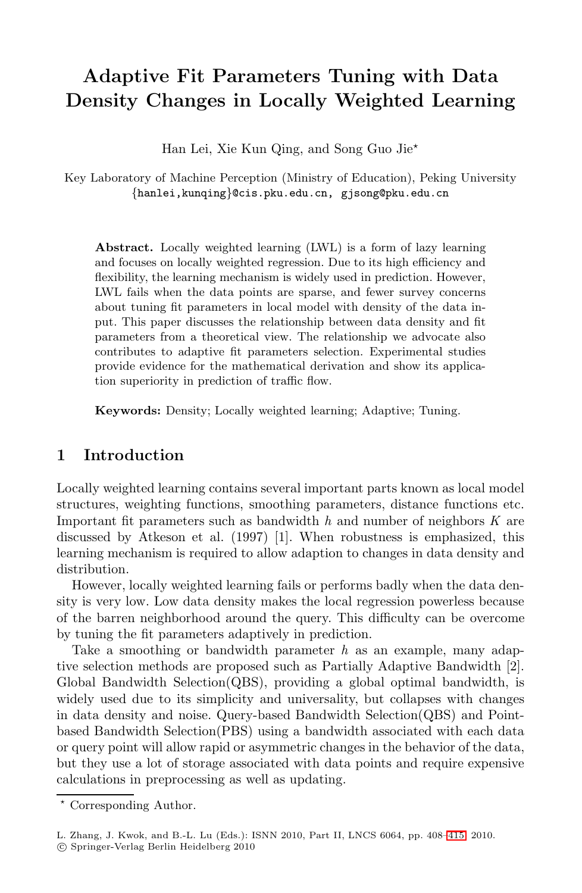# Adaptive Fit Parameters Tuning with Data Density Changes in Locally Weighted Learning

Han Lei, Xie Kun Qing, and Song Guo Jie*

Key Laboratory of Machine Perception (Ministry of Education), Peking University
{hanlei,kunqing}@cis.pku.edu.cn, gjsong@pku.edu.cn

**Abstract.** Locally weighted learning (LWL) is a form of lazy learning and focuses on locally weighted regression. Due to its high efficiency and flexibility, the learning mechanism is widely used in prediction. However, LWL fails when the data points are sparse, and fewer survey concerns about tuning fit parameters in local model with density of the data input. This paper discusses the relationship between data density and fit parameters from a theoretical view. The relationship we advocate also contributes to adaptive fit parameters selection. Experimental studies provide evidence for the mathematical derivation and show its application superiority in prediction of traffic flow.

**Keywords:** Density; Locally weighted learning; Adaptive; Tuning.

## 1 Introduction

Locally weighted learning contains several important parts known as local model structures, weighting functions, smoothing parameters, distance functions etc. Important fit parameters such as bandwidth $h$ and number of neighbors $K$ are discussed by Atkeson et al. (1997) [1]. When robustness is emphasized, this learning mechanism is required to allow adaption to changes in data density and distribution.

However, locally weighted learning fails or performs badly when the data density is very low. Low data density makes the local regression powerless because of the barren neighborhood around the query. This difficulty can be overcome by tuning the fit parameters adaptively in prediction.

Take a smoothing or bandwidth parameter $h$ as an example, many adaptive selection methods are proposed such as Partially Adaptive Bandwidth [2]. Global Bandwidth Selection(QBS), providing a global optimal bandwidth, is widely used due to its simplicity and universality, but collapses with changes in data density and noise. Query-based Bandwidth Selection(QBS) and Point-based Bandwidth Selection(PBS) using a bandwidth associated with each data or query point will allow rapid or asymmetric changes in the behavior of the data, but they use a lot of storage associated with data points and require expensive calculations in preprocessing as well as updating.

* Corresponding Author.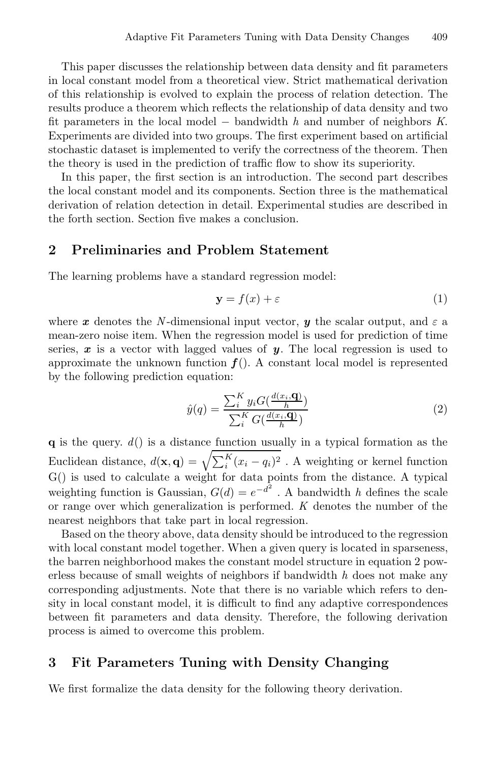This paper discusses the relationship between data density and fit parameters in local constant model from a theoretical view. Strict mathematical derivation of this relationship is evolved to explain the process of relation detection. The results produce a theorem which reflects the relationship of data density and two fit parameters in the local model − bandwidth $h$ and number of neighbors $K$. Experiments are divided into two groups. The first experiment based on artificial stochastic dataset is implemented to verify the correctness of the theorem. Then the theory is used in the prediction of traffic flow to show its superiority.

In this paper, the first section is an introduction. The second part describes the local constant model and its components. Section three is the mathematical derivation of relation detection in detail. Experimental studies are described in the forth section. Section five makes a conclusion.

## 2 Preliminaries and Problem Statement

The learning problems have a standard regression model:

$$\mathbf{y} = f(x) + \varepsilon \tag{1}$$

where $\boldsymbol{x}$ denotes the $N$-dimensional input vector, $\boldsymbol{y}$ the scalar output, and $\varepsilon$ a mean-zero noise item. When the regression model is used for prediction of time series, $\boldsymbol{x}$ is a vector with lagged values of $\boldsymbol{y}$. The local regression is used to approximate the unknown function $\boldsymbol{f}()$. A constant local model is represented by the following prediction equation:

$$\hat{y}(q) = \frac{\sum_i^K y_i G(\frac{d(x_i,\mathbf{q})}{h})}{\sum_i^K G(\frac{d(x_i,\mathbf{q})}{h})} \tag{2}$$

$\mathbf{q}$ is the query. $d()$ is a distance function usually in a typical formation as the Euclidean distance, $d(\mathbf{x}, \mathbf{q}) = \sqrt{\sum_i^K (x_i - q_i)^2}$ . A weighting or kernel function G() is used to calculate a weight for data points from the distance. A typical weighting function is Gaussian, $G(d) = e^{-d^2}$ . A bandwidth $h$ defines the scale or range over which generalization is performed. $K$ denotes the number of the nearest neighbors that take part in local regression.

Based on the theory above, data density should be introduced to the regression with local constant model together. When a given query is located in sparseness, the barren neighborhood makes the constant model structure in equation 2 powerless because of small weights of neighbors if bandwidth $h$ does not make any corresponding adjustments. Note that there is no variable which refers to density in local constant model, it is difficult to find any adaptive correspondences between fit parameters and data density. Therefore, the following derivation process is aimed to overcome this problem.

## 3 Fit Parameters Tuning with Density Changing

We first formalize the data density for the following theory derivation.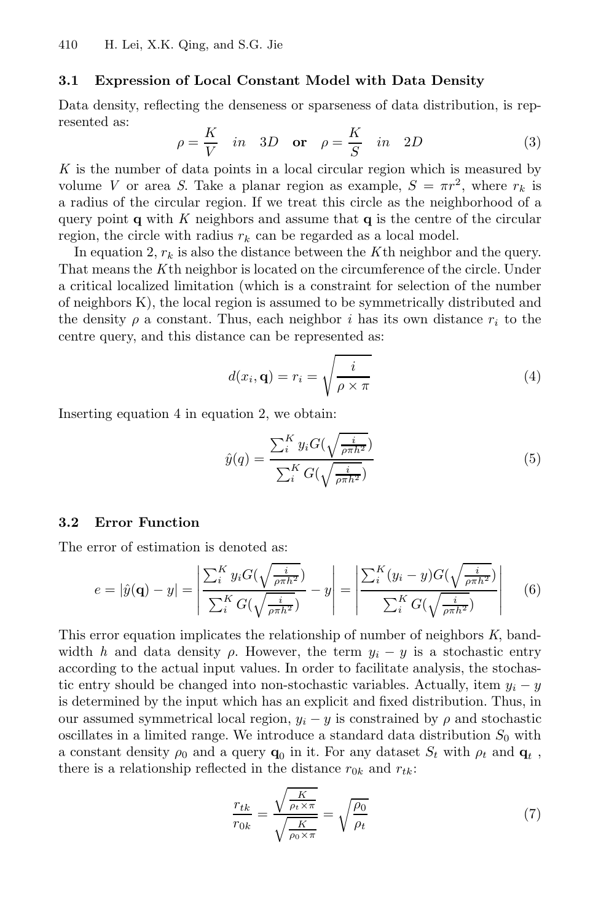### 3.1 Expression of Local Constant Model with Data Density

Data density, reflecting the denseness or sparseness of data distribution, is represented as:

$$\rho = \frac{K}{V} \quad in \quad 3D \quad \textbf{or} \quad \rho = \frac{K}{S} \quad in \quad 2D \tag{3}$$

$K$ is the number of data points in a local circular region which is measured by volume $V$ or area $S$. Take a planar region as example, $S = \pi r^2$, where $r_k$ is a radius of the circular region. If we treat this circle as the neighborhood of a query point $\mathbf{q}$ with $K$ neighbors and assume that $\mathbf{q}$ is the centre of the circular region, the circle with radius $r_k$ can be regarded as a local model.

In equation 2, $r_k$ is also the distance between the $K$th neighbor and the query. That means the $K$th neighbor is located on the circumference of the circle. Under a critical localized limitation (which is a constraint for selection of the number of neighbors K), the local region is assumed to be symmetrically distributed and the density $\rho$ a constant. Thus, each neighbor $i$ has its own distance $r_i$ to the centre query, and this distance can be represented as:

$$d(x_i, \mathbf{q}) = r_i = \sqrt{\frac{i}{\rho \times \pi}} \tag{4}$$

Inserting equation 4 in equation 2, we obtain:

$$\hat{y}(q) = \frac{\sum_i^K y_i G(\sqrt{\frac{i}{\rho \pi h^2}})}{\sum_i^K G(\sqrt{\frac{i}{\rho \pi h^2}})} \tag{5}$$

### 3.2 Error Function

The error of estimation is denoted as:

$$e = |\hat{y}(\mathbf{q}) - y| = \left| \frac{\sum_i^K y_i G(\sqrt{\frac{i}{\rho \pi h^2}})}{\sum_i^K G(\sqrt{\frac{i}{\rho \pi h^2}})} - y \right| = \left| \frac{\sum_i^K (y_i - y) G(\sqrt{\frac{i}{\rho \pi h^2}})}{\sum_i^K G(\sqrt{\frac{i}{\rho \pi h^2}})} \right| \tag{6}$$

This error equation implicates the relationship of number of neighbors $K$, bandwidth $h$ and data density $\rho$. However, the term $y_i - y$ is a stochastic entry according to the actual input values. In order to facilitate analysis, the stochastic entry should be changed into non-stochastic variables. Actually, item $y_i - y$ is determined by the input which has an explicit and fixed distribution. Thus, in our assumed symmetrical local region, $y_i - y$ is constrained by $\rho$ and stochastic oscillates in a limited range. We introduce a standard data distribution $S_0$ with a constant density $\rho_0$ and a query $\mathbf{q}_0$ in it. For any dataset $S_t$ with $\rho_t$ and $\mathbf{q}_t$ , there is a relationship reflected in the distance $r_{0k}$ and $r_{tk}$:

$$\frac{r_{tk}}{r_{0k}} = \frac{\sqrt{\frac{K}{\rho_t \times \pi}}}{\sqrt{\frac{K}{\rho_0 \times \pi}}} = \sqrt{\frac{\rho_0}{\rho_t}} \tag{7}$$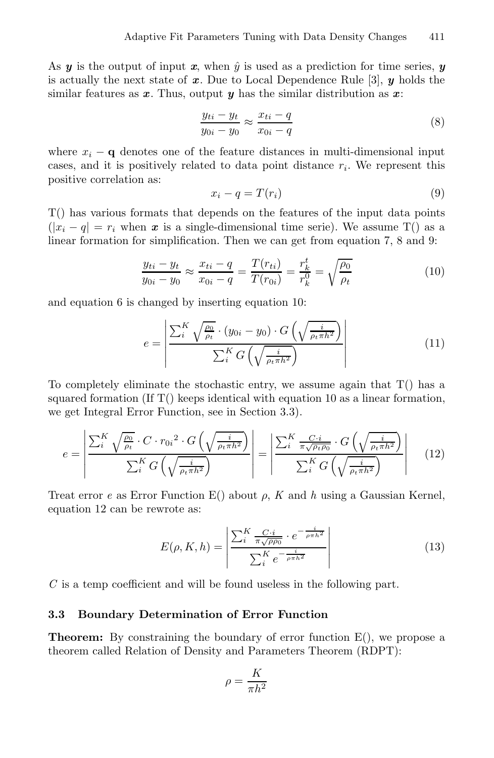As $\boldsymbol{y}$ is the output of input $\boldsymbol{x}$, when $\hat{y}$ is used as a prediction for time series, $\boldsymbol{y}$ is actually the next state of $\boldsymbol{x}$. Due to Local Dependence Rule [3], $\boldsymbol{y}$ holds the similar features as $\boldsymbol{x}$. Thus, output $\boldsymbol{y}$ has the similar distribution as $\boldsymbol{x}$:

$$\frac{y_{ti} - y_t}{y_{0i} - y_0} \approx \frac{x_{ti} - q}{x_{0i} - q} \tag{8}$$

where $x_i - \mathbf{q}$ denotes one of the feature distances in multi-dimensional input cases, and it is positively related to data point distance $r_i$. We represent this positive correlation as:

$$x_i - q = T(r_i) \tag{9}$$

T() has various formats that depends on the features of the input data points ($|x_i - q| = r_i$ when $\boldsymbol{x}$ is a single-dimensional time serie). We assume T() as a linear formation for simplification. Then we can get from equation 7, 8 and 9:

$$\frac{y_{ti} - y_t}{y_{0i} - y_0} \approx \frac{x_{ti} - q}{x_{0i} - q} = \frac{T(r_{ti})}{T(r_{0i})} = \frac{r_k^t}{r_k^0} = \sqrt{\frac{\rho_0}{\rho_t}} \tag{10}$$

and equation 6 is changed by inserting equation 10:

$$e = \left| \frac{\sum_i^K \sqrt{\frac{\rho_0}{\rho_t}} \cdot (y_{0i} - y_0) \cdot G\left(\sqrt{\frac{i}{\rho_t \pi h^2}}\right)}{\sum_i^K G\left(\sqrt{\frac{i}{\rho_t \pi h^2}}\right)} \right| \tag{11}$$

To completely eliminate the stochastic entry, we assume again that T() has a squared formation (If T() keeps identical with equation 10 as a linear formation, we get Integral Error Function, see in Section 3.3).

$$e = \left| \frac{\sum_i^K \sqrt{\frac{\rho_0}{\rho_t}} \cdot C \cdot {r_{0i}}^2 \cdot G\left(\sqrt{\frac{i}{\rho_t \pi h^2}}\right)}{\sum_i^K G\left(\sqrt{\frac{i}{\rho_t \pi h^2}}\right)} \right| = \left| \frac{\sum_i^K \frac{C \cdot i}{\pi \sqrt{\rho_t \rho_0}} \cdot G\left(\sqrt{\frac{i}{\rho_t \pi h^2}}\right)}{\sum_i^K G\left(\sqrt{\frac{i}{\rho_t \pi h^2}}\right)} \right| \tag{12}$$

Treat error $e$ as Error Function E() about $\rho$, $K$ and $h$ using a Gaussian Kernel, equation 12 can be rewrote as:

$$E(\rho, K, h) = \left| \frac{\sum_i^K \frac{C \cdot i}{\pi \sqrt{\rho \rho_0}} \cdot e^{-\frac{i}{\rho \pi h^2}}}{\sum_i^K e^{-\frac{i}{\rho \pi h^2}}} \right| \tag{13}$$

$C$ is a temp coefficient and will be found useless in the following part.

### 3.3 Boundary Determination of Error Function

**Theorem:** By constraining the boundary of error function E(), we propose a theorem called Relation of Density and Parameters Theorem (RDPT):

$$\rho = \frac{K}{\pi h^2}$$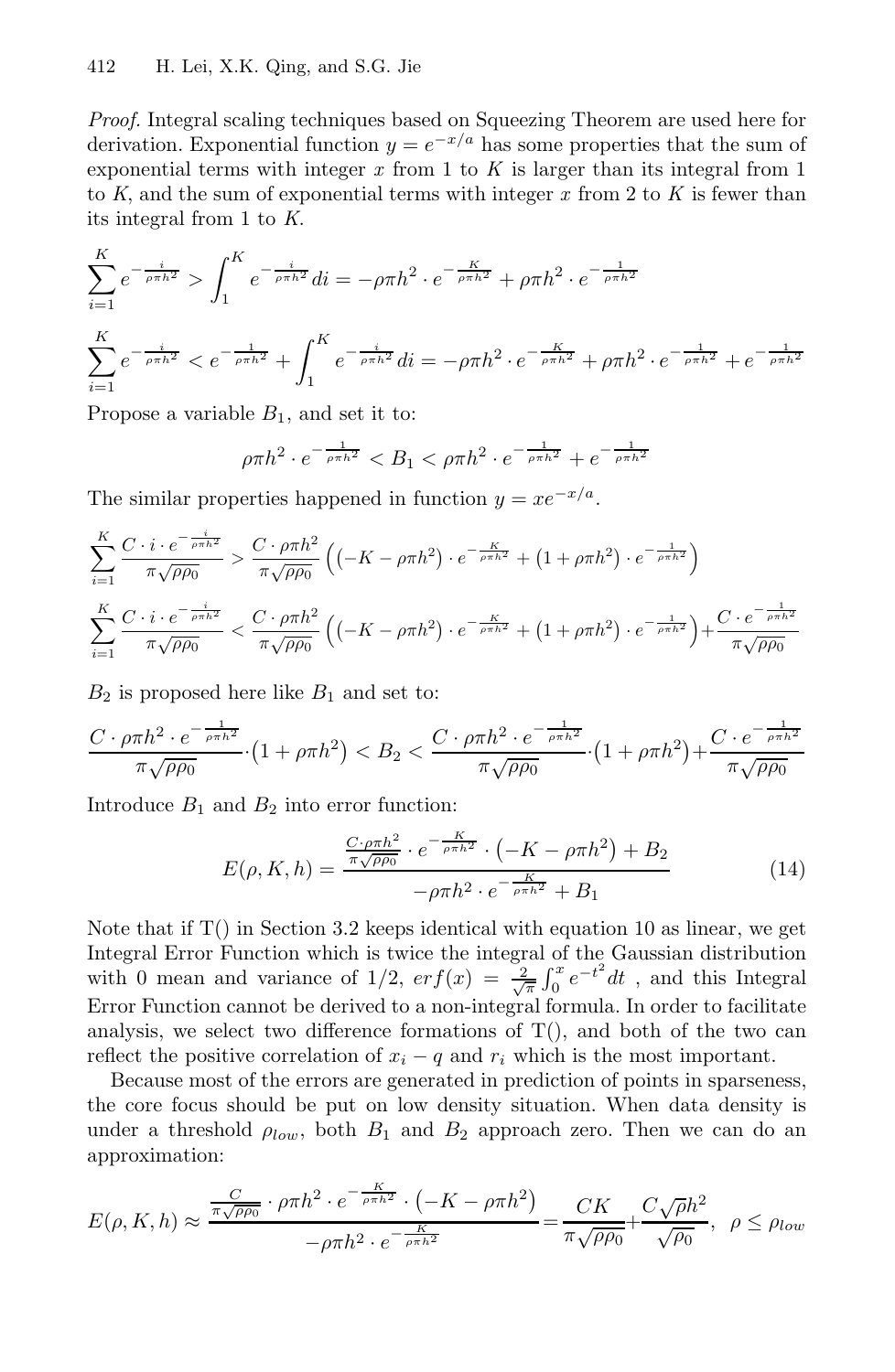*Proof.* Integral scaling techniques based on Squeezing Theorem are used here for derivation. Exponential function $y = e^{-x/a}$ has some properties that the sum of exponential terms with integer $x$ from 1 to $K$ is larger than its integral from 1 to $K$, and the sum of exponential terms with integer $x$ from 2 to $K$ is fewer than its integral from 1 to $K$.

$$\sum_{i=1}^{K} e^{-\frac{i}{\rho\pi h^2}} > \int_1^K e^{-\frac{i}{\rho\pi h^2}} di = -\rho\pi h^2 \cdot e^{-\frac{K}{\rho\pi h^2}} + \rho\pi h^2 \cdot e^{-\frac{1}{\rho\pi h^2}}$$

$$\sum_{i=1}^{K} e^{-\frac{i}{\rho\pi h^2}} < e^{-\frac{1}{\rho\pi h^2}} + \int_1^K e^{-\frac{i}{\rho\pi h^2}} di = -\rho\pi h^2 \cdot e^{-\frac{K}{\rho\pi h^2}} + \rho\pi h^2 \cdot e^{-\frac{1}{\rho\pi h^2}} + e^{-\frac{1}{\rho\pi h^2}}$$

Propose a variable $B_1$, and set it to:

$$\rho\pi h^2 \cdot e^{-\frac{1}{\rho\pi h^2}} < B_1 < \rho\pi h^2 \cdot e^{-\frac{1}{\rho\pi h^2}} + e^{-\frac{1}{\rho\pi h^2}}$$

The similar properties happened in function $y = xe^{-x/a}$.

$$\sum_{i=1}^{K} \frac{C \cdot i \cdot e^{-\frac{i}{\rho\pi h^2}}}{\pi\sqrt{\rho\rho_0}} > \frac{C \cdot \rho\pi h^2}{\pi\sqrt{\rho\rho_0}} \left( \left(-K - \rho\pi h^2\right) \cdot e^{-\frac{K}{\rho\pi h^2}} + \left(1 + \rho\pi h^2\right) \cdot e^{-\frac{1}{\rho\pi h^2}} \right)$$

$$\sum_{i=1}^{K} \frac{C \cdot i \cdot e^{-\frac{i}{\rho\pi h^2}}}{\pi\sqrt{\rho\rho_0}} < \frac{C \cdot \rho\pi h^2}{\pi\sqrt{\rho\rho_0}} \left( \left(-K - \rho\pi h^2\right) \cdot e^{-\frac{K}{\rho\pi h^2}} + \left(1 + \rho\pi h^2\right) \cdot e^{-\frac{1}{\rho\pi h^2}} \right) + \frac{C \cdot e^{-\frac{1}{\rho\pi h^2}}}{\pi\sqrt{\rho\rho_0}}$$

$B_2$ is proposed here like $B_1$ and set to:

$$\frac{C \cdot \rho\pi h^2 \cdot e^{-\frac{1}{\rho\pi h^2}}}{\pi\sqrt{\rho\rho_0}} \cdot \left(1 + \rho\pi h^2\right) < B_2 < \frac{C \cdot \rho\pi h^2 \cdot e^{-\frac{1}{\rho\pi h^2}}}{\pi\sqrt{\rho\rho_0}} \cdot \left(1 + \rho\pi h^2\right) + \frac{C \cdot e^{-\frac{1}{\rho\pi h^2}}}{\pi\sqrt{\rho\rho_0}}$$

Introduce $B_1$ and $B_2$ into error function:

$$E(\rho, K, h) = \frac{\frac{C \cdot \rho\pi h^2}{\pi\sqrt{\rho\rho_0}} \cdot e^{-\frac{K}{\rho\pi h^2}} \cdot \left(-K - \rho\pi h^2\right) + B_2}{-\rho\pi h^2 \cdot e^{-\frac{K}{\rho\pi h^2}} + B_1} \tag{14}$$

Note that if T() in Section 3.2 keeps identical with equation 10 as linear, we get Integral Error Function which is twice the integral of the Gaussian distribution with 0 mean and variance of 1/2, $erf(x) = \frac{2}{\sqrt{\pi}} \int_0^x e^{-t^2} dt$ , and this Integral Error Function cannot be derived to a non-integral formula. In order to facilitate analysis, we select two difference formations of T(), and both of the two can reflect the positive correlation of $x_i - q$ and $r_i$ which is the most important.

Because most of the errors are generated in prediction of points in sparseness, the core focus should be put on low density situation. When data density is under a threshold $\rho_{low}$, both $B_1$ and $B_2$ approach zero. Then we can do an approximation:

$$E(\rho, K, h) \approx \frac{\frac{C}{\pi\sqrt{\rho\rho_0}} \cdot \rho\pi h^2 \cdot e^{-\frac{K}{\rho\pi h^2}} \cdot \left(-K - \rho\pi h^2\right)}{-\rho\pi h^2 \cdot e^{-\frac{K}{\rho\pi h^2}}} = \frac{CK}{\pi\sqrt{\rho\rho_0}} + \frac{C\sqrt{\rho}h^2}{\sqrt{\rho_0}}, \quad \rho \leq \rho_{low}$$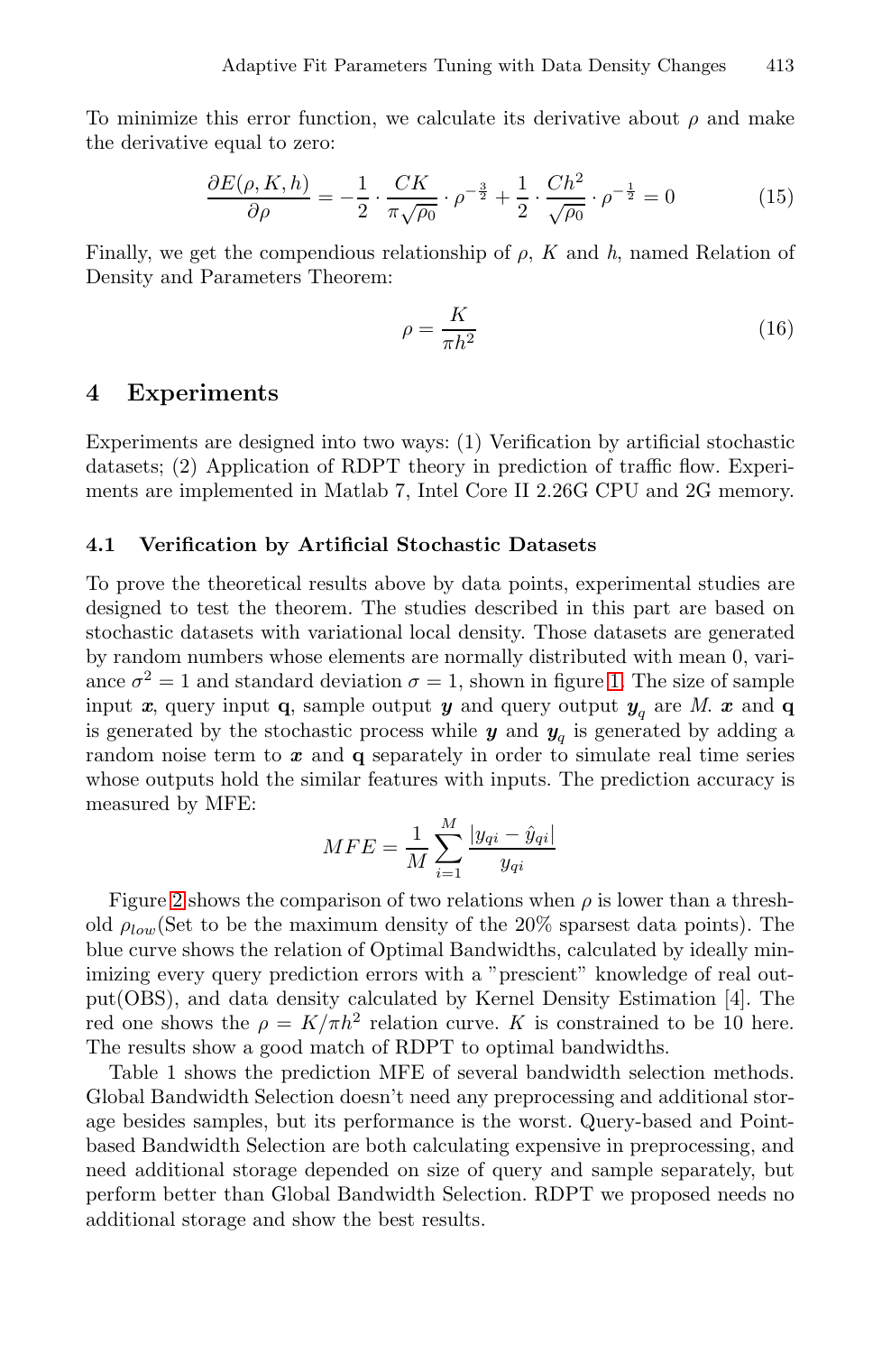To minimize this error function, we calculate its derivative about $\rho$ and make the derivative equal to zero:

$$\frac{\partial E(\rho, K, h)}{\partial \rho} = -\frac{1}{2} \cdot \frac{CK}{\pi\sqrt{\rho_0}} \cdot \rho^{-\frac{3}{2}} + \frac{1}{2} \cdot \frac{Ch^2}{\sqrt{\rho_0}} \cdot \rho^{-\frac{1}{2}} = 0 \tag{15}$$

Finally, we get the compendious relationship of $\rho$, $K$ and $h$, named Relation of Density and Parameters Theorem:

$$\rho = \frac{K}{\pi h^2} \tag{16}$$

## 4 Experiments

Experiments are designed into two ways: (1) Verification by artificial stochastic datasets; (2) Application of RDPT theory in prediction of traffic flow. Experiments are implemented in Matlab 7, Intel Core II 2.26G CPU and 2G memory.

### 4.1 Verification by Artificial Stochastic Datasets

To prove the theoretical results above by data points, experimental studies are designed to test the theorem. The studies described in this part are based on stochastic datasets with variational local density. Those datasets are generated by random numbers whose elements are normally distributed with mean 0, variance $\sigma^2 = 1$ and standard deviation $\sigma = 1$, shown in figure 1. The size of sample input $\boldsymbol{x}$, query input $\mathbf{q}$, sample output $\boldsymbol{y}$ and query output $\boldsymbol{y}_q$ are $M$. $\boldsymbol{x}$ and $\mathbf{q}$ is generated by the stochastic process while $\boldsymbol{y}$ and $\boldsymbol{y}_q$ is generated by adding a random noise term to $\boldsymbol{x}$ and $\mathbf{q}$ separately in order to simulate real time series whose outputs hold the similar features with inputs. The prediction accuracy is measured by MFE:

$$MFE = \frac{1}{M}\sum_{i=1}^{M}\frac{|y_{qi} - \hat{y}_{qi}|}{y_{qi}}$$

Figure 2 shows the comparison of two relations when $\rho$ is lower than a threshold $\rho_{low}$(Set to be the maximum density of the 20% sparsest data points). The blue curve shows the relation of Optimal Bandwidths, calculated by ideally minimizing every query prediction errors with a "prescient" knowledge of real output(OBS), and data density calculated by Kernel Density Estimation [4]. The red one shows the $\rho = K/\pi h^2$ relation curve. $K$ is constrained to be 10 here. The results show a good match of RDPT to optimal bandwidths.

Table 1 shows the prediction MFE of several bandwidth selection methods. Global Bandwidth Selection doesn't need any preprocessing and additional storage besides samples, but its performance is the worst. Query-based and Point-based Bandwidth Selection are both calculating expensive in preprocessing, and need additional storage depended on size of query and sample separately, but perform better than Global Bandwidth Selection. RDPT we proposed needs no additional storage and show the best results.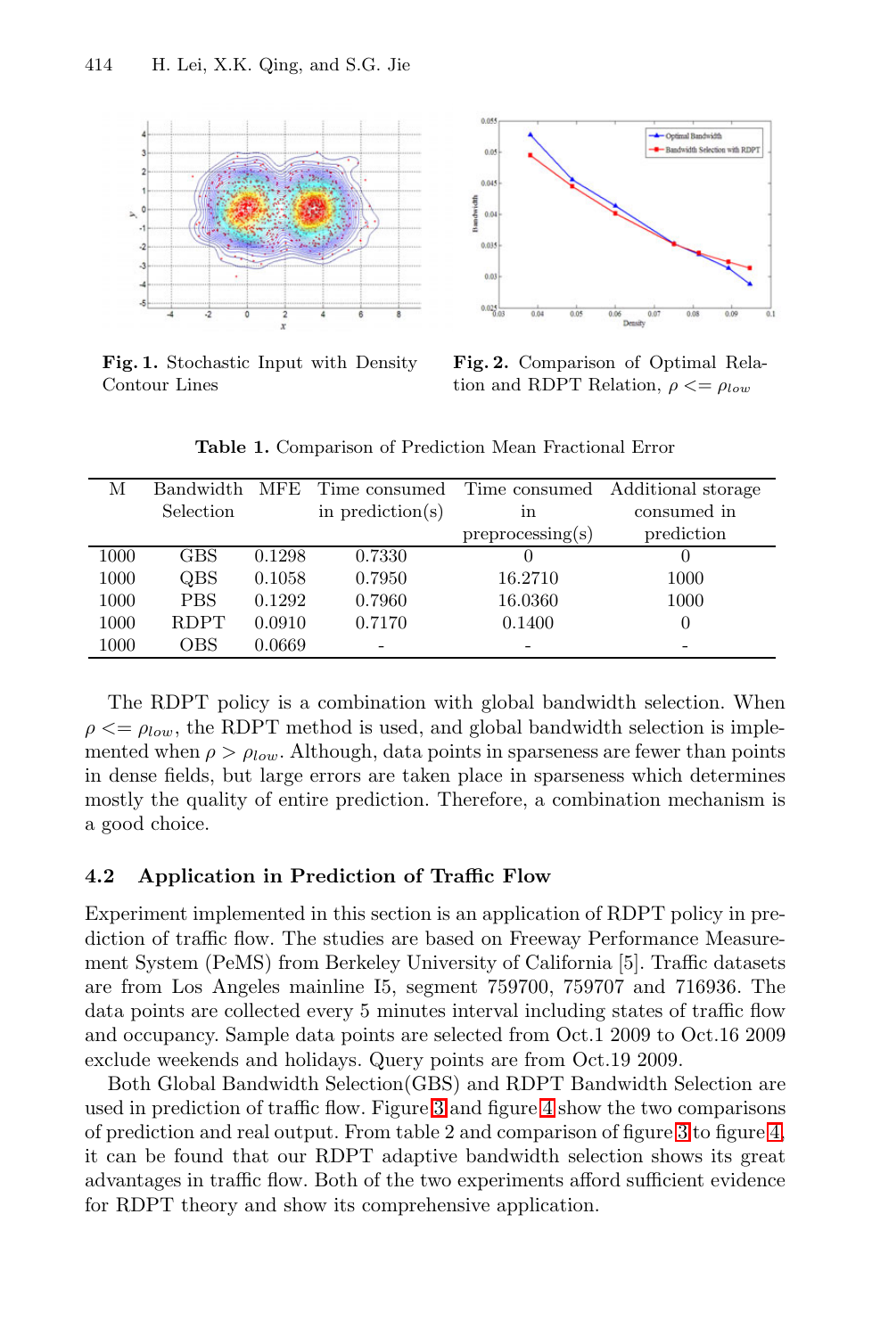**Fig. 1.** Stochastic Input with Density Contour Lines

**Fig. 2.** Comparison of Optimal Relation and RDPT Relation, $\rho <= \rho_{low}$

**Table 1.** Comparison of Prediction Mean Fractional Error

| M | Bandwidth Selection | MFE | Time consumed in prediction(s) | Time consumed in preprocessing(s) | Additional storage consumed in prediction |
|---|---|---|---|---|---|
| 1000 | GBS | 0.1298 | 0.7330 | 0 | 0 |
| 1000 | QBS | 0.1058 | 0.7950 | 16.2710 | 1000 |
| 1000 | PBS | 0.1292 | 0.7960 | 16.0360 | 1000 |
| 1000 | RDPT | 0.0910 | 0.7170 | 0.1400 | 0 |
| 1000 | OBS | 0.0669 | - | - | - |

The RDPT policy is a combination with global bandwidth selection. When $\rho <= \rho_{low}$, the RDPT method is used, and global bandwidth selection is implemented when $\rho > \rho_{low}$. Although, data points in sparseness are fewer than points in dense fields, but large errors are taken place in sparseness which determines mostly the quality of entire prediction. Therefore, a combination mechanism is a good choice.

### 4.2 Application in Prediction of Traffic Flow

Experiment implemented in this section is an application of RDPT policy in prediction of traffic flow. The studies are based on Freeway Performance Measurement System (PeMS) from Berkeley University of California [5]. Traffic datasets are from Los Angeles mainline I5, segment 759700, 759707 and 716936. The data points are collected every 5 minutes interval including states of traffic flow and occupancy. Sample data points are selected from Oct.1 2009 to Oct.16 2009 exclude weekends and holidays. Query points are from Oct.19 2009.

Both Global Bandwidth Selection(GBS) and RDPT Bandwidth Selection are used in prediction of traffic flow. Figure 3 and figure 4 show the two comparisons of prediction and real output. From table 2 and comparison of figure 3 to figure 4, it can be found that our RDPT adaptive bandwidth selection shows its great advantages in traffic flow. Both of the two experiments afford sufficient evidence for RDPT theory and show its comprehensive application.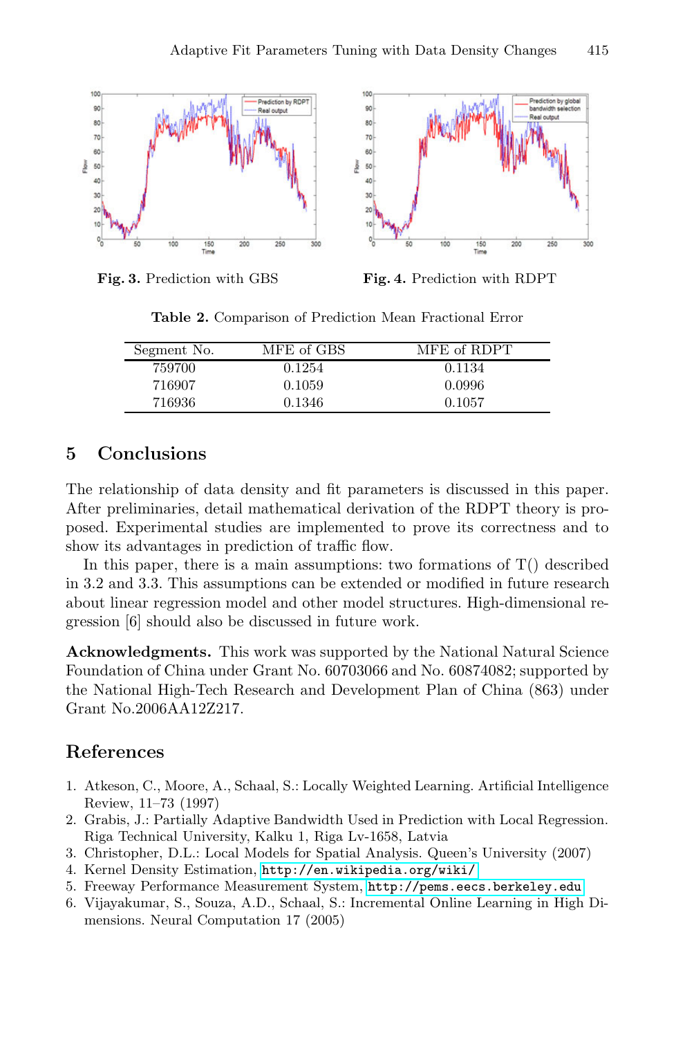Flow

Time

Prediction by RDPT

Real output

Fig. 3. Prediction with GBS

Flow

Time

Prediction by global bandwidth selection

Real output

Fig. 4. Prediction with RDPT

**Table 2.** Comparison of Prediction Mean Fractional Error

| Segment No. | MFE of GBS | MFE of RDPT |
|---|---|---|
| 759700 | 0.1254 | 0.1134 |
| 716907 | 0.1059 | 0.0996 |
| 716936 | 0.1346 | 0.1057 |

## 5 Conclusions

The relationship of data density and fit parameters is discussed in this paper. After preliminaries, detail mathematical derivation of the RDPT theory is proposed. Experimental studies are implemented to prove its correctness and to show its advantages in prediction of traffic flow.

In this paper, there is a main assumptions: two formations of T() described in 3.2 and 3.3. This assumptions can be extended or modified in future research about linear regression model and other model structures. High-dimensional regression [6] should also be discussed in future work.

**Acknowledgments.** This work was supported by the National Natural Science Foundation of China under Grant No. 60703066 and No. 60874082; supported by the National High-Tech Research and Development Plan of China (863) under Grant No.2006AA12Z217.

## References

1. Atkeson, C., Moore, A., Schaal, S.: Locally Weighted Learning. Artificial Intelligence Review, 11–73 (1997)
2. Grabis, J.: Partially Adaptive Bandwidth Used in Prediction with Local Regression. Riga Technical University, Kalku 1, Riga Lv-1658, Latvia
3. Christopher, D.L.: Local Models for Spatial Analysis. Queen's University (2007)
4. Kernel Density Estimation, http://en.wikipedia.org/wiki/
5. Freeway Performance Measurement System, http://pems.eecs.berkeley.edu
6. Vijayakumar, S., Souza, A.D., Schaal, S.: Incremental Online Learning in High Dimensions. Neural Computation 17 (2005)